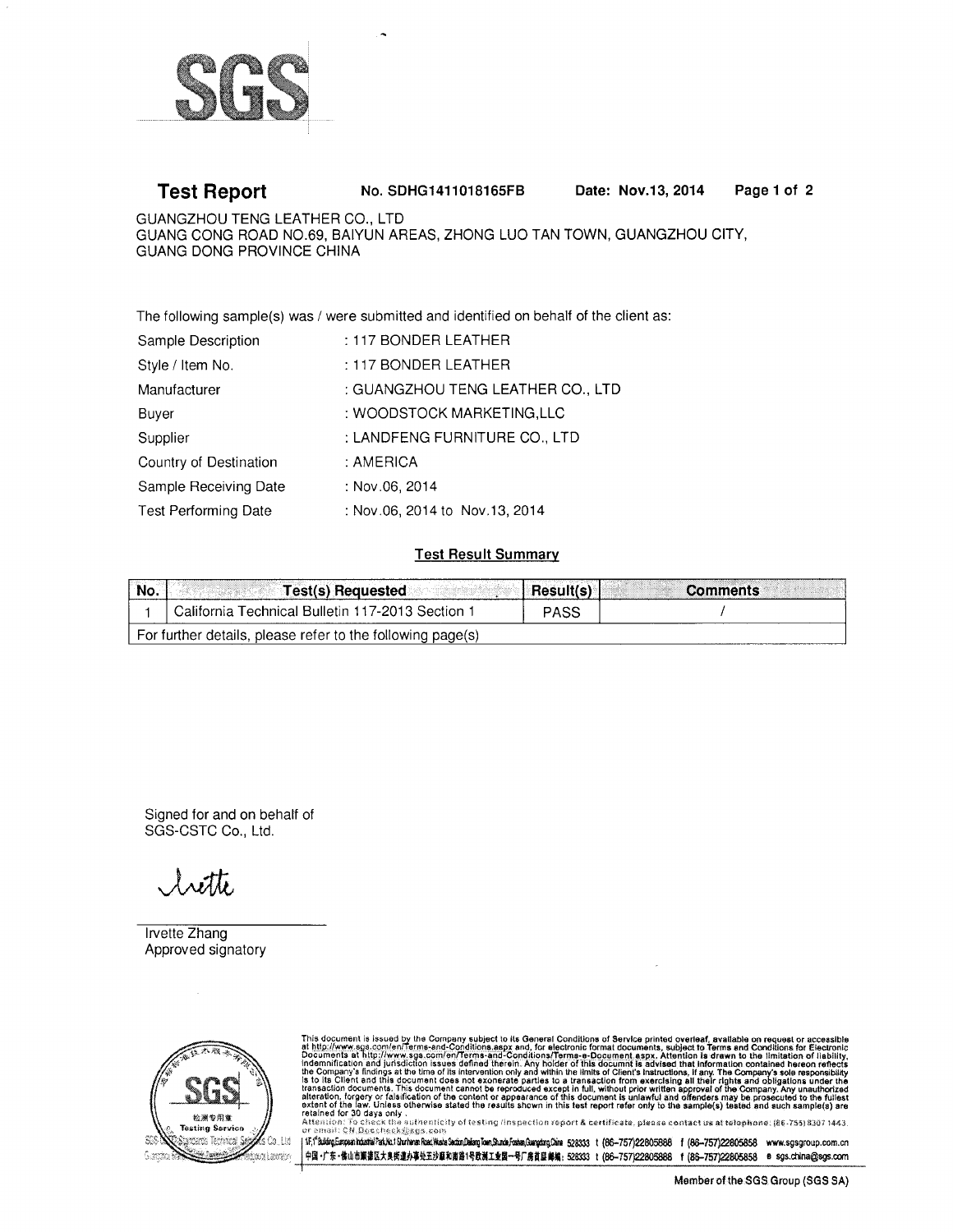SGS

# Test Report

**No. SDHG1411018165FB** **Date: Nov.13, 2014**

GUANGZHOU TENG LEATHER CO., LTD
GUANG CONG ROAD NO.69, BAIYUN AREAS, ZHONG LUO TAN TOWN, GUANGZHOU CITY, GUANG DONG PROVINCE CHINA

The following sample(s) was / were submitted and identified on behalf of the client as:

| | |
|---|---|
| Sample Description | : 117 BONDER LEATHER |
| Style / Item No. | : 117 BONDER LEATHER |
| Manufacturer | : GUANGZHOU TENG LEATHER CO., LTD |
| Buyer | : WOODSTOCK MARKETING,LLC |
| Supplier | : LANDFENG FURNITURE CO., LTD |
| Country of Destination | : AMERICA |
| Sample Receiving Date | : Nov.06, 2014 |
| Test Performing Date | : Nov.06, 2014 to Nov.13, 2014 |

## Test Result Summary

| No. | Test(s) Requested | Result(s) | Comments |
|---|---|---|---|
| 1 | California Technical Bulletin 117-2013 Section 1 | PASS | / |
| For further details, please refer to the following page(s) | | | |

Signed for and on behalf of
SGS-CSTC Co., Ltd.

Irvette Zhang
Approved signatory

This document is issued by the Company subject to its General Conditions of Service printed overleaf, available on request or accessible at http://www.sgs.com/en/Terms-and-Conditions.aspx and, for electronic format documents, subject to Terms and Conditions for Electronic Documents at http://www.sgs.com/en/Terms-and-Conditions/Terms-e-Document.aspx. Attention is drawn to the limitation of liability, indemnification and jurisdiction issues defined therein. Any holder of this document is advised that information contained hereon reflects the Company's findings at the time of its intervention only and within the limits of Client's instructions, if any. The Company's sole responsibility is to its Client and this document does not exonerate parties to a transaction from exercising all their rights and obligations under the transaction documents. This document cannot be reproduced except in full, without prior written approval of the Company. Any unauthorized alteration, forgery or falsification of the content or appearance of this document is unlawful and offenders may be prosecuted to the fullest extent of the law. Unless otherwise stated the results shown in this test report refer only to the sample(s) tested and such sample(s) are retained for 30 days only.
Attention: To check the authenticity of testing /inspection report & certificate, please contact us at telephone: (86-755) 8307 1443, or email: CN.Doccheck@sgs.com

t (86-757)22805888 f (86-757)22805858 www.sgsgroup.com.cn
t (86-757)22805888 f (86-757)22805858 e sgs.china@sgs.com

Member of the SGS Group (SGS SA)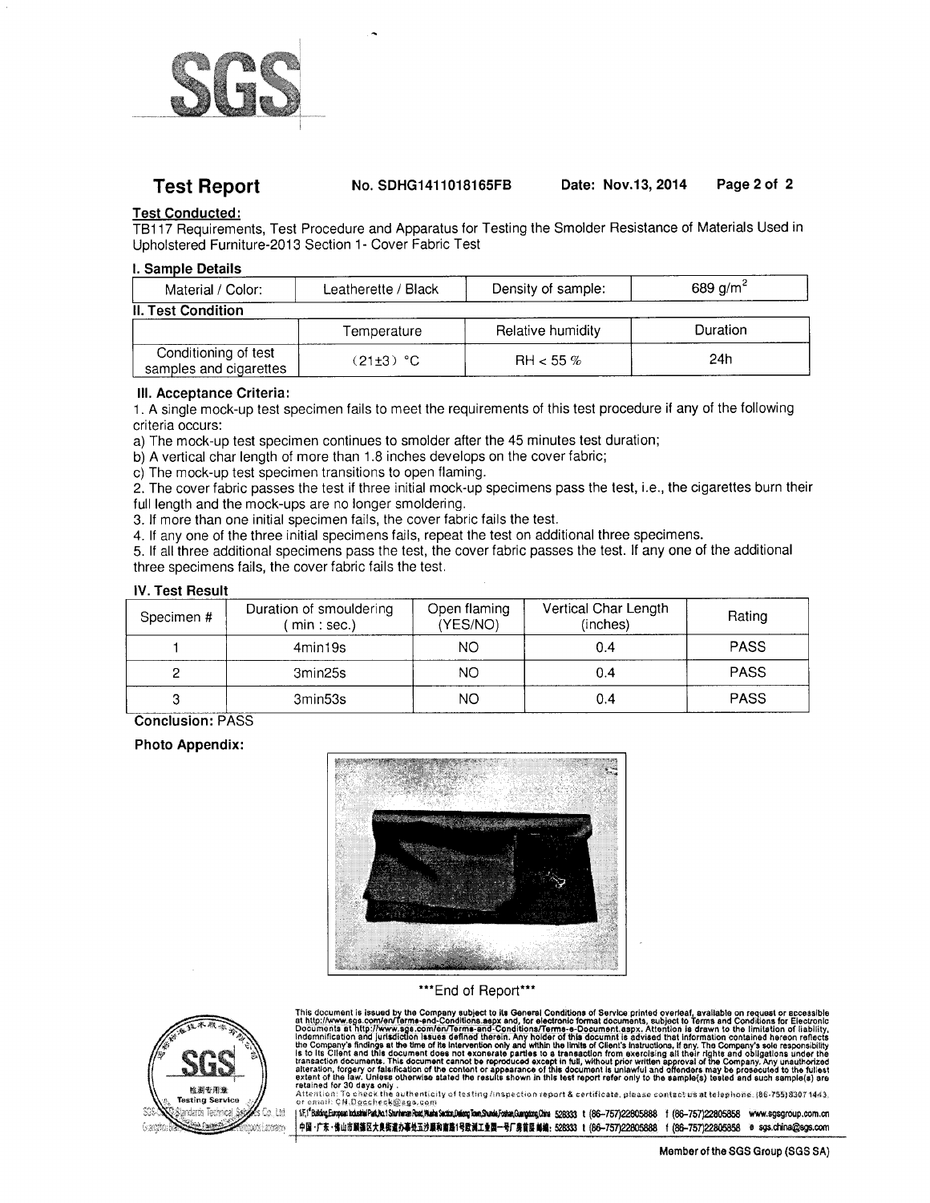## Test Report

No. SDHG1411018165FB Date: Nov.13, 2014

**Test Conducted:**

TB117 Requirements, Test Procedure and Apparatus for Testing the Smolder Resistance of Materials Used in Upholstered Furniture-2013 Section 1- Cover Fabric Test

### I. Sample Details

| Material / Color: | Leatherette / Black | Density of sample: | 689 g/m$^2$ |
|---|---|---|---|

### II. Test Condition

| | Temperature | Relative humidity | Duration |
|---|---|---|---|
| Conditioning of test samples and cigarettes | (21±3) °C | RH < 55 % | 24h |

### III. Acceptance Criteria:

1. A single mock-up test specimen fails to meet the requirements of this test procedure if any of the following criteria occurs:

a) The mock-up test specimen continues to smolder after the 45 minutes test duration;

b) A vertical char length of more than 1.8 inches develops on the cover fabric;

c) The mock-up test specimen transitions to open flaming.

2. The cover fabric passes the test if three initial mock-up specimens pass the test, i.e., the cigarettes burn their full length and the mock-ups are no longer smoldering.

3. If more than one initial specimen fails, the cover fabric fails the test.

4. If any one of the three initial specimens fails, repeat the test on additional three specimens.

5. If all three additional specimens pass the test, the cover fabric passes the test. If any one of the additional three specimens fails, the cover fabric fails the test.

### IV. Test Result

| Specimen # | Duration of smouldering ( min : sec.) | Open flaming (YES/NO) | Vertical Char Length (inches) | Rating |
|---|---|---|---|---|
| 1 | 4min19s | NO | 0.4 | PASS |
| 2 | 3min25s | NO | 0.4 | PASS |
| 3 | 3min53s | NO | 0.4 | PASS |

**Conclusion:** PASS

**Photo Appendix:**

\*\*\*End of Report\*\*\*

This document is issued by the Company subject to its General Conditions of Service printed overleaf, available on request or accessible at http://www.sgs.com/en/Terms-and-Conditions.aspx and, for electronic format documents, subject to Terms and Conditions for Electronic Documents at http://www.sgs.com/en/Terms-and-Conditions/Terms-e-Document.aspx. Attention is drawn to the limitation of liability, indemnification and jurisdiction issues defined therein. Any holder of this document is advised that information contained hereon reflects the Company's findings at the time of its intervention only and within the limits of Client's instructions, if any. The Company's sole responsibility is to its Client and this document does not exonerate parties to a transaction from exercising all their rights and obligations under the transaction documents. This document cannot be reproduced except in full, without prior written approval of the Company. Any unauthorized alteration, forgery or falsification of the content or appearance of this document is unlawful and offenders may be prosecuted to the fullest extent of the law. Unless otherwise stated the results shown in this test report refer only to the sample(s) tested and such sample(s) are retained for 30 days only.

Attention: To check the authenticity of testing /inspection report & certificate, please contact us at telephone: (86-755)8307 1443, or email: CN.Doccheck@sgs.com

t (86-757)22805888 f (86-757)22805858 www.sgsgroup.com.cn

t (86-757)22805888 f (86-757)22805858 e sgs.china@sgs.com

Member of the SGS Group (SGS SA)